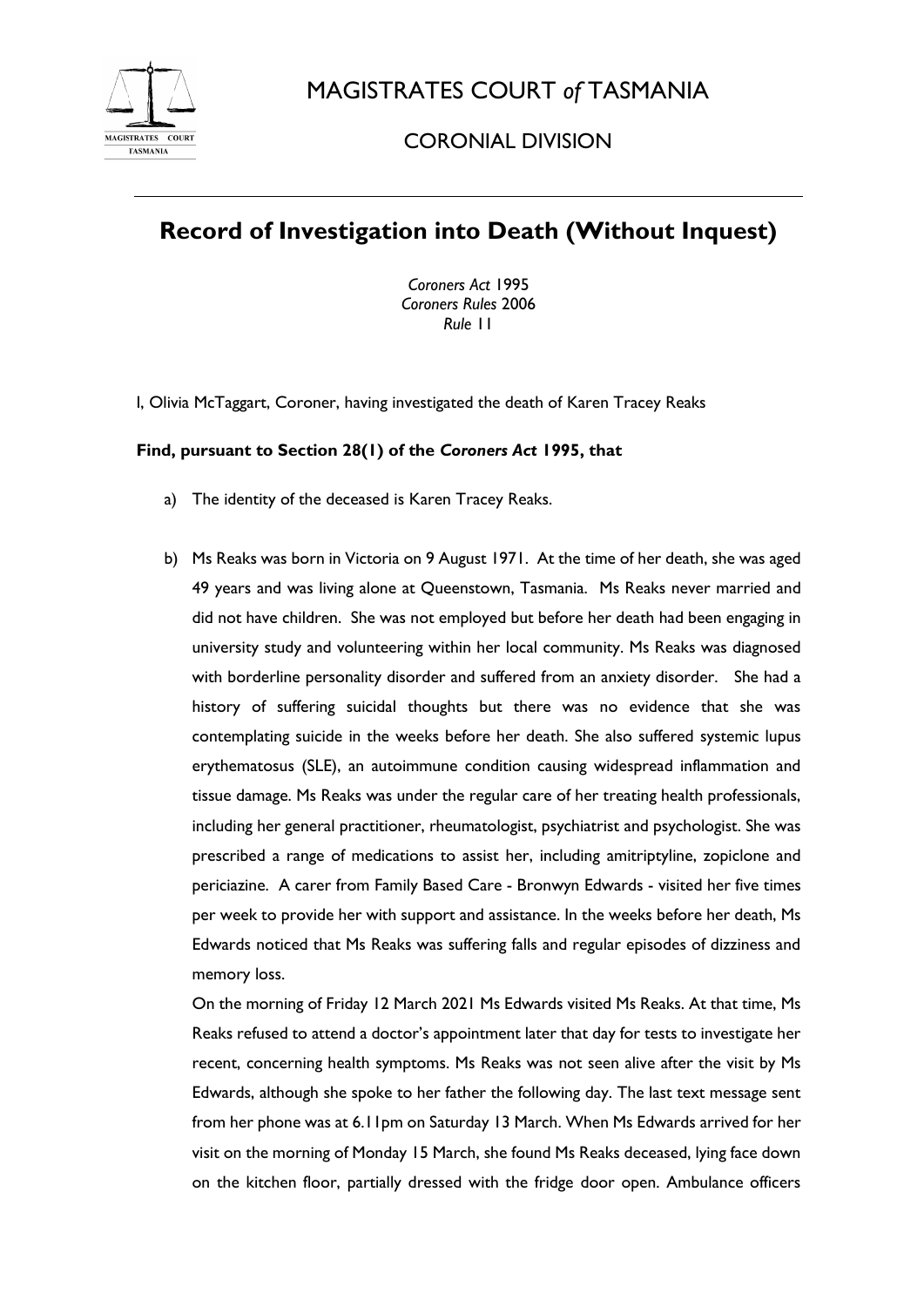# MAGISTRATES COURT *of* TASMANIA

## CORONIAL DIVISION

## Record of Investigation into Death (Without Inquest)

*Coroners Act* 1995
*Coroners Rules* 2006
*Rule* 11

I, Olivia McTaggart, Coroner, having investigated the death of Karen Tracey Reaks

**Find, pursuant to Section 28(1) of the *Coroners Act* 1995, that**

a) The identity of the deceased is Karen Tracey Reaks.

b) Ms Reaks was born in Victoria on 9 August 1971. At the time of her death, she was aged 49 years and was living alone at Queenstown, Tasmania. Ms Reaks never married and did not have children. She was not employed but before her death had been engaging in university study and volunteering within her local community. Ms Reaks was diagnosed with borderline personality disorder and suffered from an anxiety disorder. She had a history of suffering suicidal thoughts but there was no evidence that she was contemplating suicide in the weeks before her death. She also suffered systemic lupus erythematosus (SLE), an autoimmune condition causing widespread inflammation and tissue damage. Ms Reaks was under the regular care of her treating health professionals, including her general practitioner, rheumatologist, psychiatrist and psychologist. She was prescribed a range of medications to assist her, including amitriptyline, zopiclone and periciazine. A carer from Family Based Care - Bronwyn Edwards - visited her five times per week to provide her with support and assistance. In the weeks before her death, Ms Edwards noticed that Ms Reaks was suffering falls and regular episodes of dizziness and memory loss.

   On the morning of Friday 12 March 2021 Ms Edwards visited Ms Reaks. At that time, Ms Reaks refused to attend a doctor's appointment later that day for tests to investigate her recent, concerning health symptoms. Ms Reaks was not seen alive after the visit by Ms Edwards, although she spoke to her father the following day. The last text message sent from her phone was at 6.11pm on Saturday 13 March. When Ms Edwards arrived for her visit on the morning of Monday 15 March, she found Ms Reaks deceased, lying face down on the kitchen floor, partially dressed with the fridge door open. Ambulance officers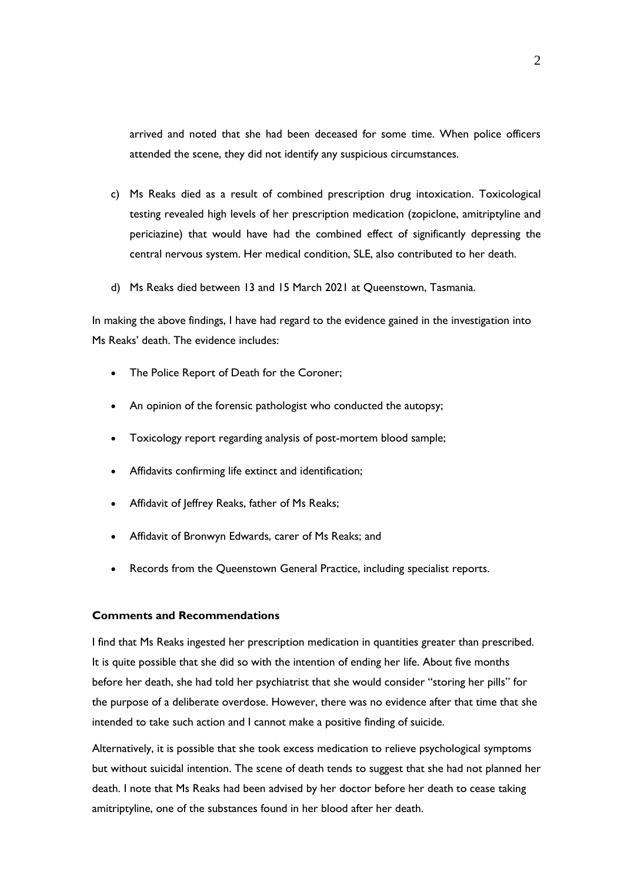arrived and noted that she had been deceased for some time. When police officers attended the scene, they did not identify any suspicious circumstances.

c) Ms Reaks died as a result of combined prescription drug intoxication. Toxicological testing revealed high levels of her prescription medication (zopiclone, amitriptyline and periciazine) that would have had the combined effect of significantly depressing the central nervous system. Her medical condition, SLE, also contributed to her death.

d) Ms Reaks died between 13 and 15 March 2021 at Queenstown, Tasmania.

In making the above findings, I have had regard to the evidence gained in the investigation into Ms Reaks' death. The evidence includes:

- The Police Report of Death for the Coroner;
- An opinion of the forensic pathologist who conducted the autopsy;
- Toxicology report regarding analysis of post-mortem blood sample;
- Affidavits confirming life extinct and identification;
- Affidavit of Jeffrey Reaks, father of Ms Reaks;
- Affidavit of Bronwyn Edwards, carer of Ms Reaks; and
- Records from the Queenstown General Practice, including specialist reports.

**Comments and Recommendations**

I find that Ms Reaks ingested her prescription medication in quantities greater than prescribed. It is quite possible that she did so with the intention of ending her life. About five months before her death, she had told her psychiatrist that she would consider "storing her pills" for the purpose of a deliberate overdose. However, there was no evidence after that time that she intended to take such action and I cannot make a positive finding of suicide.

Alternatively, it is possible that she took excess medication to relieve psychological symptoms but without suicidal intention. The scene of death tends to suggest that she had not planned her death. I note that Ms Reaks had been advised by her doctor before her death to cease taking amitriptyline, one of the substances found in her blood after her death.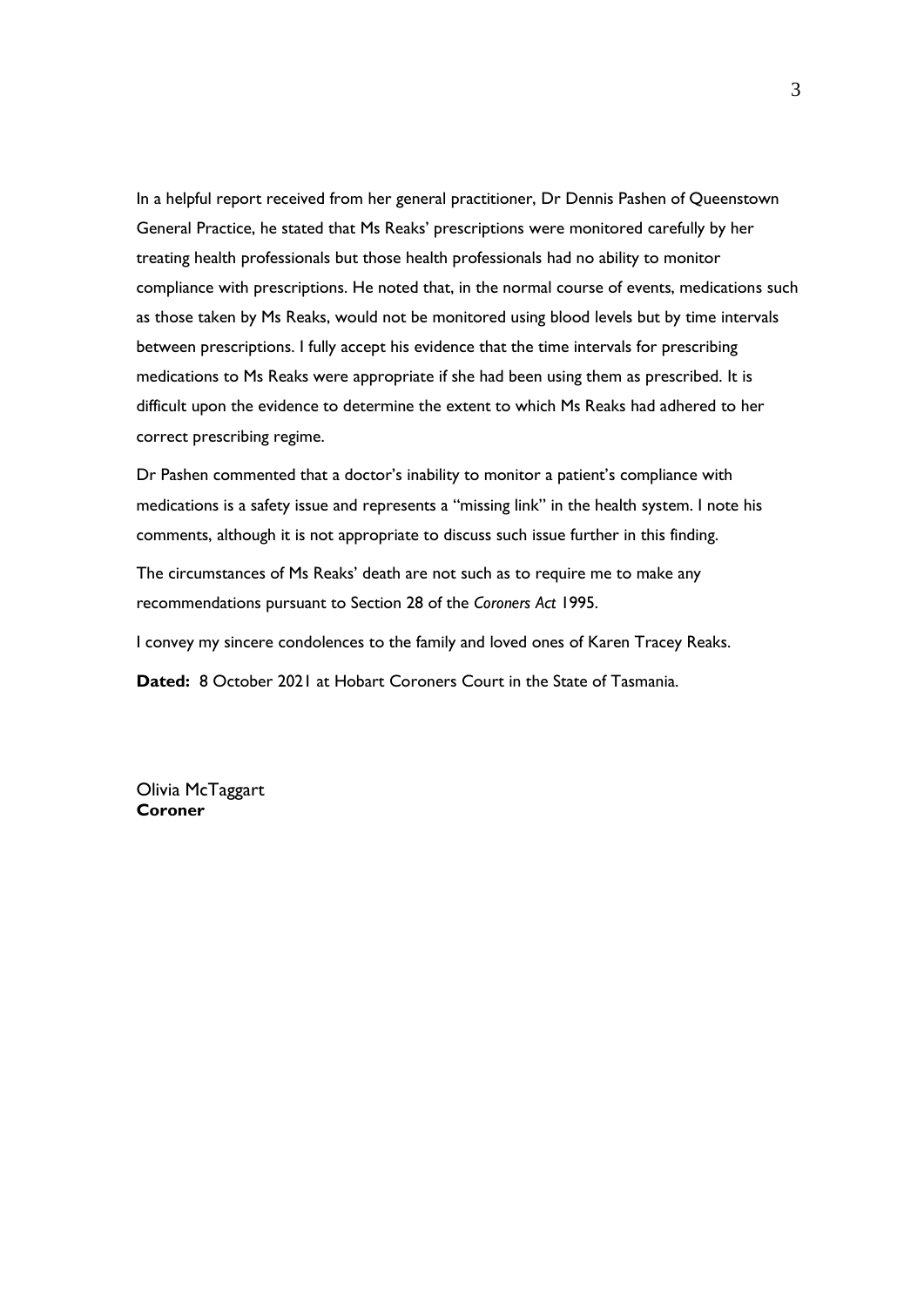In a helpful report received from her general practitioner, Dr Dennis Pashen of Queenstown General Practice, he stated that Ms Reaks' prescriptions were monitored carefully by her treating health professionals but those health professionals had no ability to monitor compliance with prescriptions. He noted that, in the normal course of events, medications such as those taken by Ms Reaks, would not be monitored using blood levels but by time intervals between prescriptions. I fully accept his evidence that the time intervals for prescribing medications to Ms Reaks were appropriate if she had been using them as prescribed. It is difficult upon the evidence to determine the extent to which Ms Reaks had adhered to her correct prescribing regime.

Dr Pashen commented that a doctor's inability to monitor a patient's compliance with medications is a safety issue and represents a "missing link" in the health system. I note his comments, although it is not appropriate to discuss such issue further in this finding.

The circumstances of Ms Reaks' death are not such as to require me to make any recommendations pursuant to Section 28 of the *Coroners Act* 1995.

I convey my sincere condolences to the family and loved ones of Karen Tracey Reaks.

**Dated:** 8 October 2021 at Hobart Coroners Court in the State of Tasmania.

Olivia McTaggart
**Coroner**